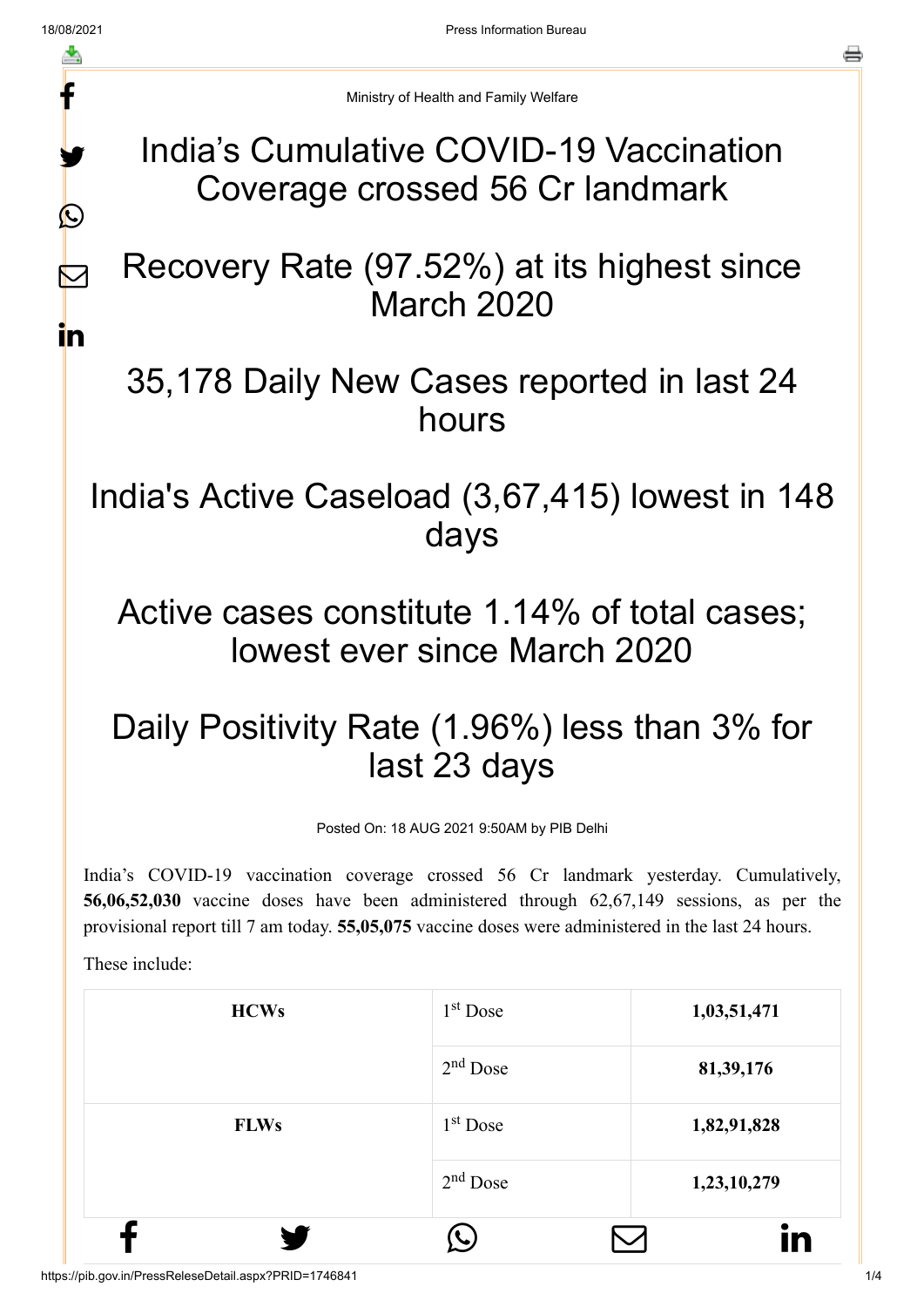Ministry of Health and Family Welfare

# India's Cumulative COVID-19 Vaccination Coverage crossed 56 Cr landmark

# Recovery Rate (97.52%) at its highest since March 2020

# 35,178 Daily New Cases reported in last 24 hours

# India's Active Caseload (3,67,415) lowest in 148 days

# Active cases constitute 1.14% of total cases; lowest ever since March 2020

# Daily Positivity Rate (1.96%) less than 3% for last 23 days

Posted On: 18 AUG 2021 9:50AM by PIB Delhi

India's COVID-19 vaccination coverage crossed 56 Cr landmark yesterday. Cumulatively, **56,06,52,030** vaccine doses have been administered through 62,67,149 sessions, as per the provisional report till 7 am today. **55,05,075** vaccine doses were administered in the last 24 hours.

These include:

| | | |
|---|---|---|
| **HCWs** | 1st Dose | **1,03,51,471** |
| | 2nd Dose | **81,39,176** |
| **FLWs** | 1st Dose | **1,82,91,828** |
| | 2nd Dose | **1,23,10,279** |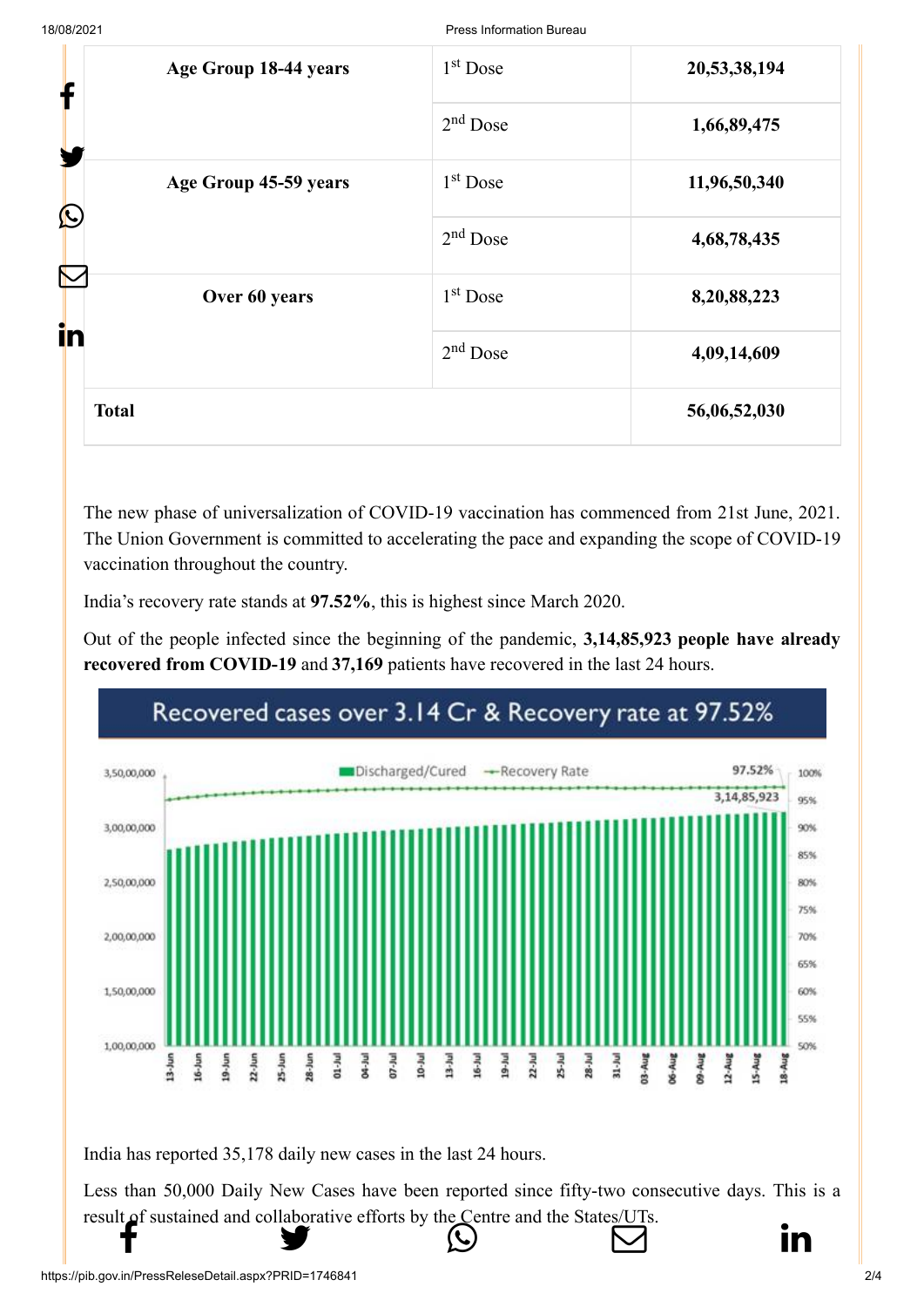| Age Group 18-44 years | 1st Dose | 20,53,38,194 |
|---|---|---|
| | 2nd Dose | 1,66,89,475 |
| Age Group 45-59 years | 1st Dose | 11,96,50,340 |
| | 2nd Dose | 4,68,78,435 |
| Over 60 years | 1st Dose | 8,20,88,223 |
| | 2nd Dose | 4,09,14,609 |
| **Total** | | **56,06,52,030** |

The new phase of universalization of COVID-19 vaccination has commenced from 21st June, 2021. The Union Government is committed to accelerating the pace and expanding the scope of COVID-19 vaccination throughout the country.

India's recovery rate stands at **97.52%**, this is highest since March 2020.

Out of the people infected since the beginning of the pandemic, **3,14,85,923 people have already recovered from COVID-19** and **37,169** patients have recovered in the last 24 hours.

Recovered cases over 3.14 Cr & Recovery rate at 97.52%

India has reported 35,178 daily new cases in the last 24 hours.

Less than 50,000 Daily New Cases have been reported since fifty-two consecutive days. This is a result of sustained and collaborative efforts by the Centre and the States/UTs.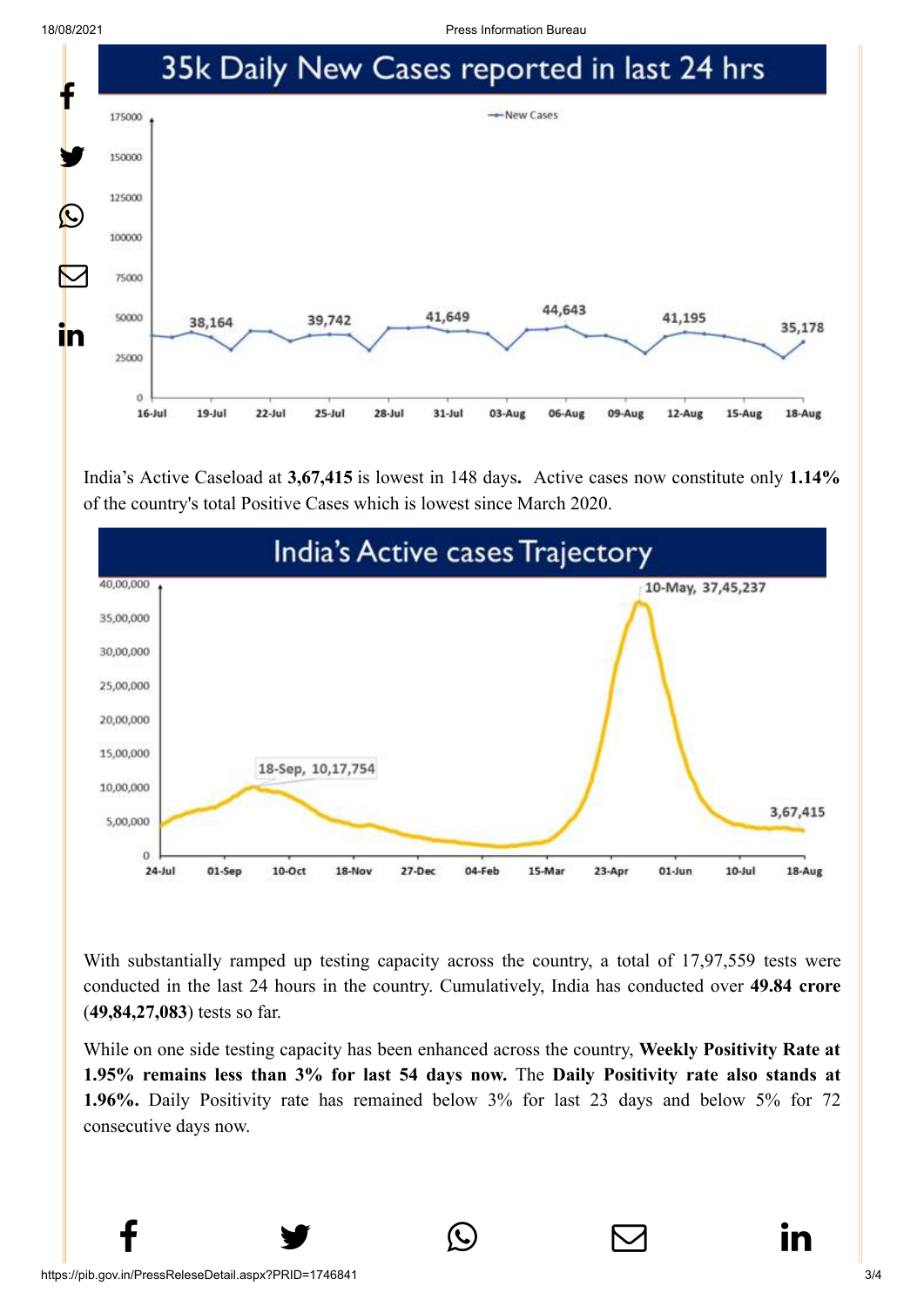# 35k Daily New Cases reported in last 24 hrs

India's Active Caseload at **3,67,415** is lowest in 148 days**.** Active cases now constitute only **1.14%** of the country's total Positive Cases which is lowest since March 2020.

# India's Active cases Trajectory

With substantially ramped up testing capacity across the country, a total of 17,97,559 tests were conducted in the last 24 hours in the country. Cumulatively, India has conducted over **49.84 crore** (**49,84,27,083**) tests so far.

While on one side testing capacity has been enhanced across the country, **Weekly Positivity Rate at 1.95% remains less than 3% for last 54 days now.** The **Daily Positivity rate also stands at 1.96%.** Daily Positivity rate has remained below 3% for last 23 days and below 5% for 72 consecutive days now.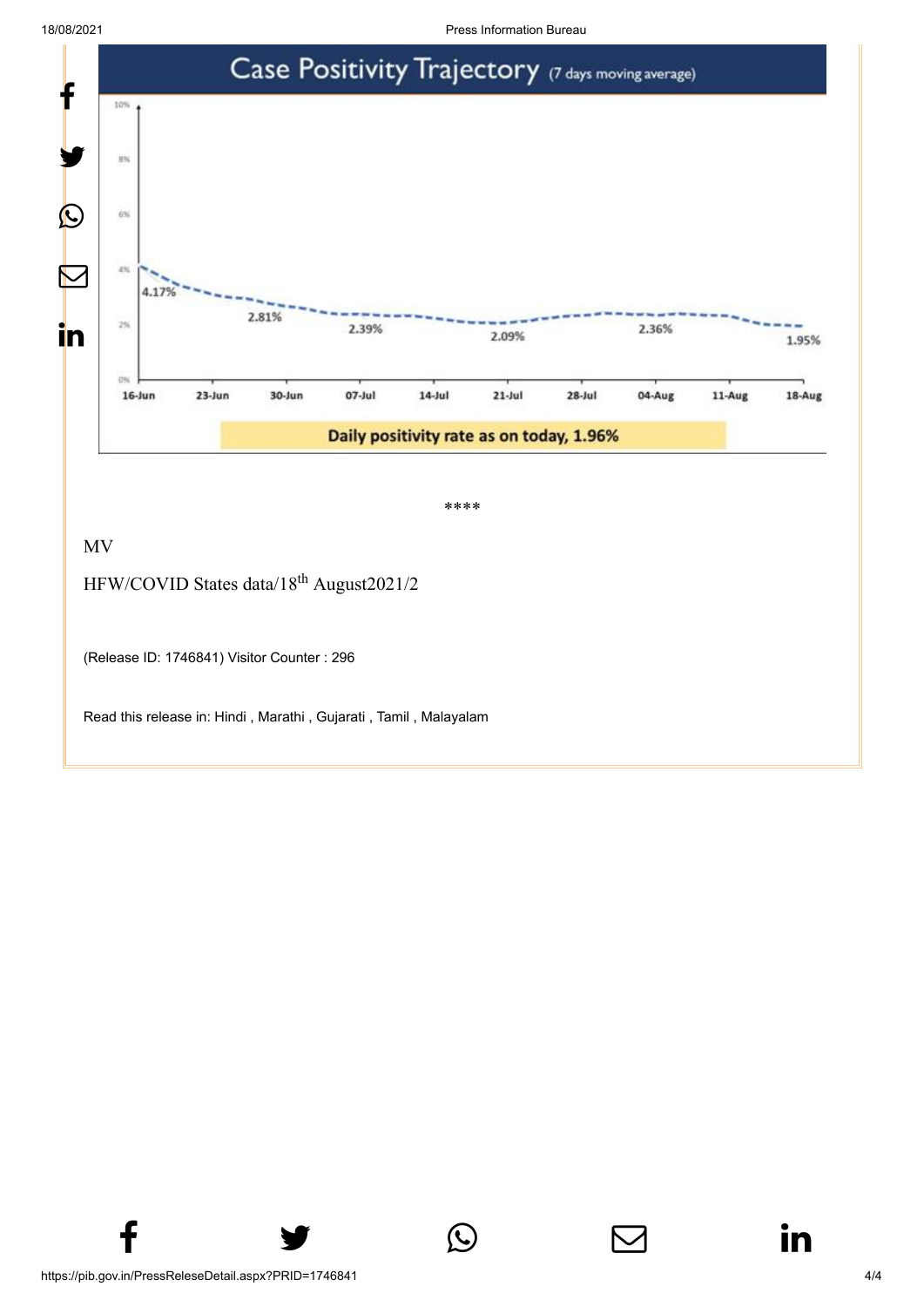## Case Positivity Trajectory (7 days moving average)

10%
8%
6%
4%
2%
0%

4.17%
2.81%
2.39%
2.09%
2.36%
1.95%

16-Jun
23-Jun
30-Jun
07-Jul
14-Jul
21-Jul
28-Jul
04-Aug
11-Aug
18-Aug

**Daily positivity rate as on today, 1.96%**

\*\*\*\*

MV

HFW/COVID States data/18th August2021/2

(Release ID: 1746841) Visitor Counter : 296

Read this release in: Hindi , Marathi , Gujarati , Tamil , Malayalam